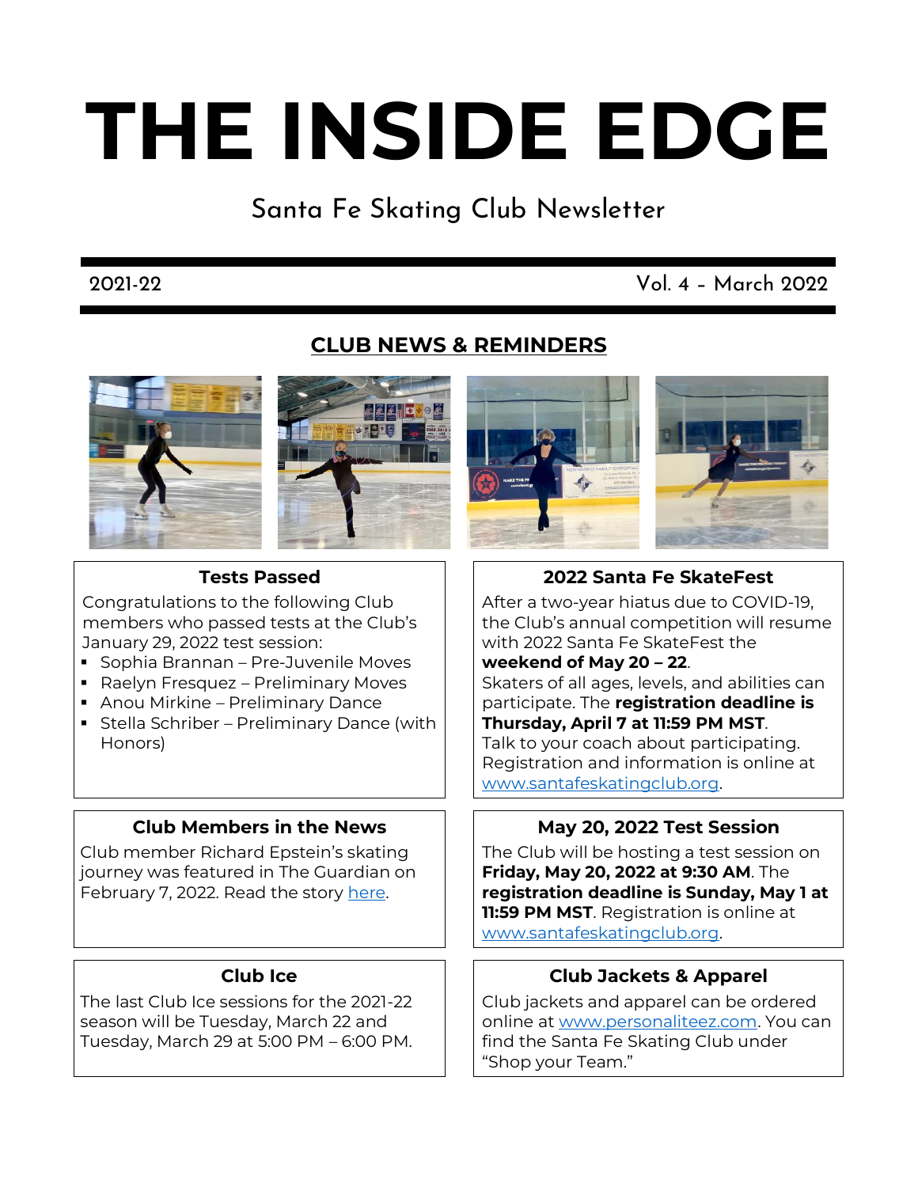# THE INSIDE EDGE

Santa Fe Skating Club Newsletter

2021-22 | Vol. 4 – March 2022

## CLUB NEWS & REMINDERS

### Tests Passed

Congratulations to the following Club members who passed tests at the Club's January 29, 2022 test session:

- Sophia Brannan – Pre-Juvenile Moves
- Raelyn Fresquez – Preliminary Moves
- Anou Mirkine – Preliminary Dance
- Stella Schriber – Preliminary Dance (with Honors)

### 2022 Santa Fe SkateFest

After a two-year hiatus due to COVID-19, the Club's annual competition will resume with 2022 Santa Fe SkateFest the **weekend of May 20 – 22**.

Skaters of all ages, levels, and abilities can participate. The **registration deadline is Thursday, April 7 at 11:59 PM MST**.

Talk to your coach about participating. Registration and information is online at [www.santafeskatingclub.org](www.santafeskatingclub.org).

### Club Members in the News

Club member Richard Epstein's skating journey was featured in The Guardian on February 7, 2022. Read the story here.

### May 20, 2022 Test Session

The Club will be hosting a test session on **Friday, May 20, 2022 at 9:30 AM**. The **registration deadline is Sunday, May 1 at 11:59 PM MST**. Registration is online at [www.santafeskatingclub.org](www.santafeskatingclub.org).

### Club Ice

The last Club Ice sessions for the 2021-22 season will be Tuesday, March 22 and Tuesday, March 29 at 5:00 PM – 6:00 PM.

### Club Jackets & Apparel

Club jackets and apparel can be ordered online at [www.personaliteez.com](www.personaliteez.com). You can find the Santa Fe Skating Club under "Shop your Team."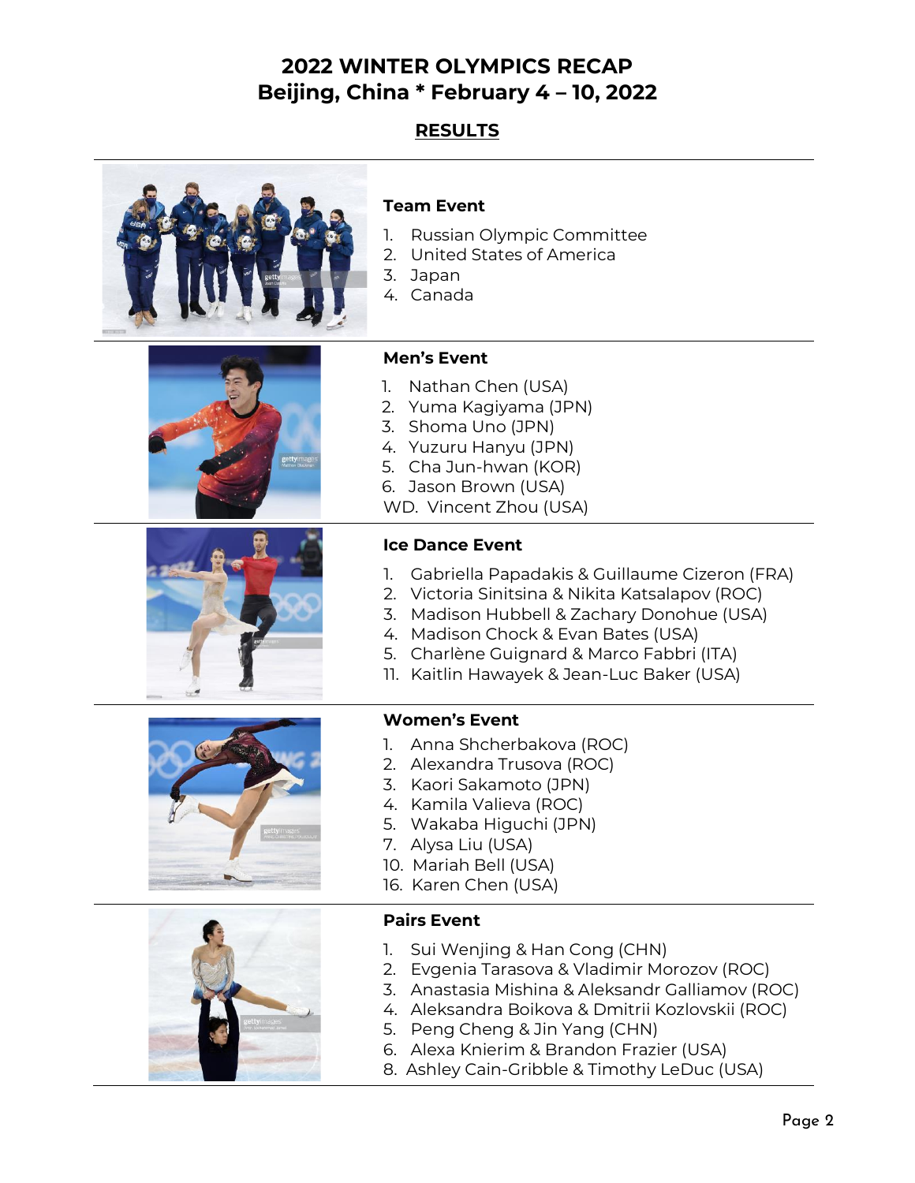# 2022 WINTER OLYMPICS RECAP
# Beijing, China * February 4 – 10, 2022

## RESULTS

### Team Event

1. Russian Olympic Committee
2. United States of America
3. Japan
4. Canada

### Men's Event

1. Nathan Chen (USA)
2. Yuma Kagiyama (JPN)
3. Shoma Uno (JPN)
4. Yuzuru Hanyu (JPN)
5. Cha Jun-hwan (KOR)
6. Jason Brown (USA)

WD. Vincent Zhou (USA)

### Ice Dance Event

1. Gabriella Papadakis & Guillaume Cizeron (FRA)
2. Victoria Sinitsina & Nikita Katsalapov (ROC)
3. Madison Hubbell & Zachary Donohue (USA)
4. Madison Chock & Evan Bates (USA)
5. Charlène Guignard & Marco Fabbri (ITA)

11. Kaitlin Hawayek & Jean-Luc Baker (USA)

### Women's Event

1. Anna Shcherbakova (ROC)
2. Alexandra Trusova (ROC)
3. Kaori Sakamoto (JPN)
4. Kamila Valieva (ROC)
5. Wakaba Higuchi (JPN)

7. Alysa Liu (USA)
10. Mariah Bell (USA)
16. Karen Chen (USA)

### Pairs Event

1. Sui Wenjing & Han Cong (CHN)
2. Evgenia Tarasova & Vladimir Morozov (ROC)
3. Anastasia Mishina & Aleksandr Galliamov (ROC)
4. Aleksandra Boikova & Dmitrii Kozlovskii (ROC)
5. Peng Cheng & Jin Yang (CHN)
6. Alexa Knierim & Brandon Frazier (USA)

8. Ashley Cain-Gribble & Timothy LeDuc (USA)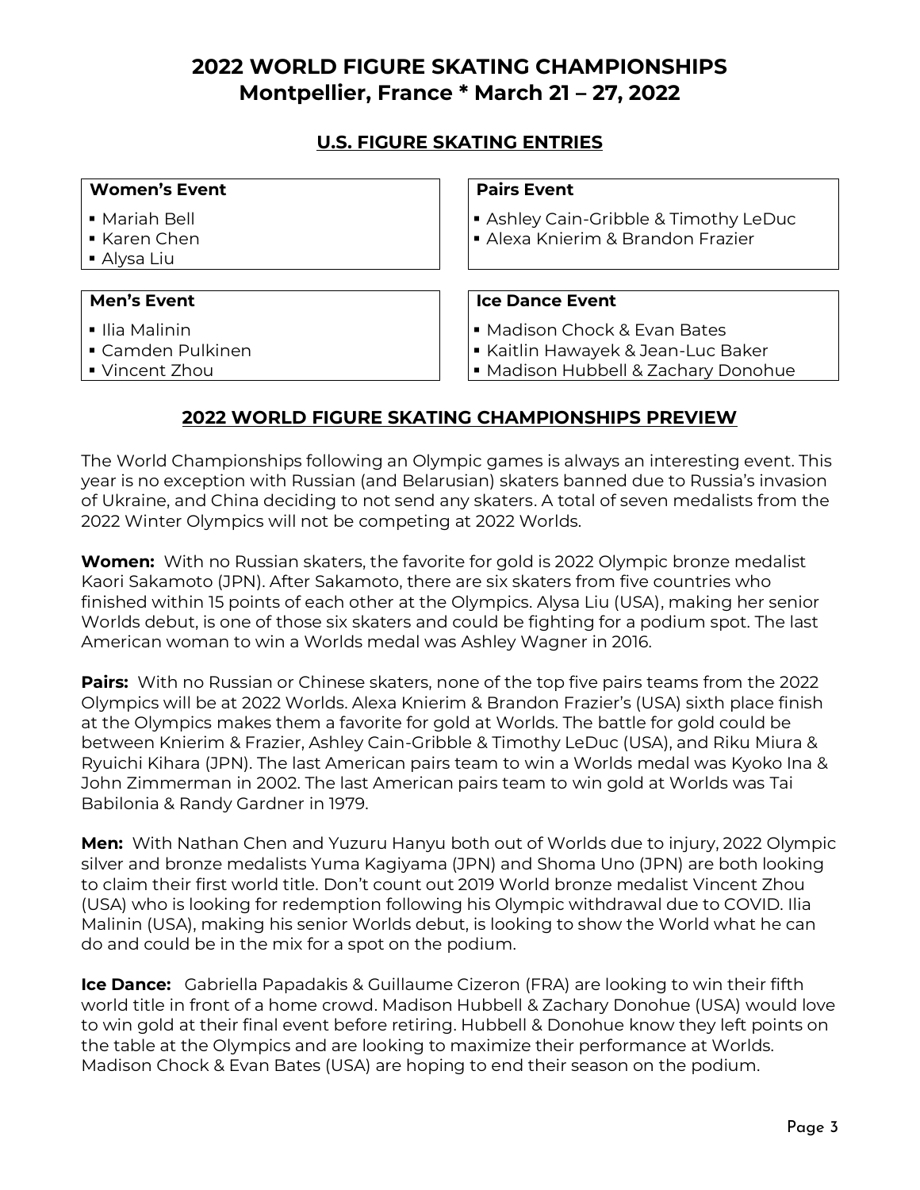# 2022 WORLD FIGURE SKATING CHAMPIONSHIPS
# Montpellier, France * March 21 – 27, 2022

## U.S. FIGURE SKATING ENTRIES

**Women's Event**
- Mariah Bell
- Karen Chen
- Alysa Liu

**Pairs Event**
- Ashley Cain-Gribble & Timothy LeDuc
- Alexa Knierim & Brandon Frazier

**Men's Event**
- Ilia Malinin
- Camden Pulkinen
- Vincent Zhou

**Ice Dance Event**
- Madison Chock & Evan Bates
- Kaitlin Hawayek & Jean-Luc Baker
- Madison Hubbell & Zachary Donohue

## 2022 WORLD FIGURE SKATING CHAMPIONSHIPS PREVIEW

The World Championships following an Olympic games is always an interesting event. This year is no exception with Russian (and Belarusian) skaters banned due to Russia's invasion of Ukraine, and China deciding to not send any skaters. A total of seven medalists from the 2022 Winter Olympics will not be competing at 2022 Worlds.

**Women:** With no Russian skaters, the favorite for gold is 2022 Olympic bronze medalist Kaori Sakamoto (JPN). After Sakamoto, there are six skaters from five countries who finished within 15 points of each other at the Olympics. Alysa Liu (USA), making her senior Worlds debut, is one of those six skaters and could be fighting for a podium spot. The last American woman to win a Worlds medal was Ashley Wagner in 2016.

**Pairs:** With no Russian or Chinese skaters, none of the top five pairs teams from the 2022 Olympics will be at 2022 Worlds. Alexa Knierim & Brandon Frazier's (USA) sixth place finish at the Olympics makes them a favorite for gold at Worlds. The battle for gold could be between Knierim & Frazier, Ashley Cain-Gribble & Timothy LeDuc (USA), and Riku Miura & Ryuichi Kihara (JPN). The last American pairs team to win a Worlds medal was Kyoko Ina & John Zimmerman in 2002. The last American pairs team to win gold at Worlds was Tai Babilonia & Randy Gardner in 1979.

**Men:** With Nathan Chen and Yuzuru Hanyu both out of Worlds due to injury, 2022 Olympic silver and bronze medalists Yuma Kagiyama (JPN) and Shoma Uno (JPN) are both looking to claim their first world title. Don't count out 2019 World bronze medalist Vincent Zhou (USA) who is looking for redemption following his Olympic withdrawal due to COVID. Ilia Malinin (USA), making his senior Worlds debut, is looking to show the World what he can do and could be in the mix for a spot on the podium.

**Ice Dance:** Gabriella Papadakis & Guillaume Cizeron (FRA) are looking to win their fifth world title in front of a home crowd. Madison Hubbell & Zachary Donohue (USA) would love to win gold at their final event before retiring. Hubbell & Donohue know they left points on the table at the Olympics and are looking to maximize their performance at Worlds. Madison Chock & Evan Bates (USA) are hoping to end their season on the podium.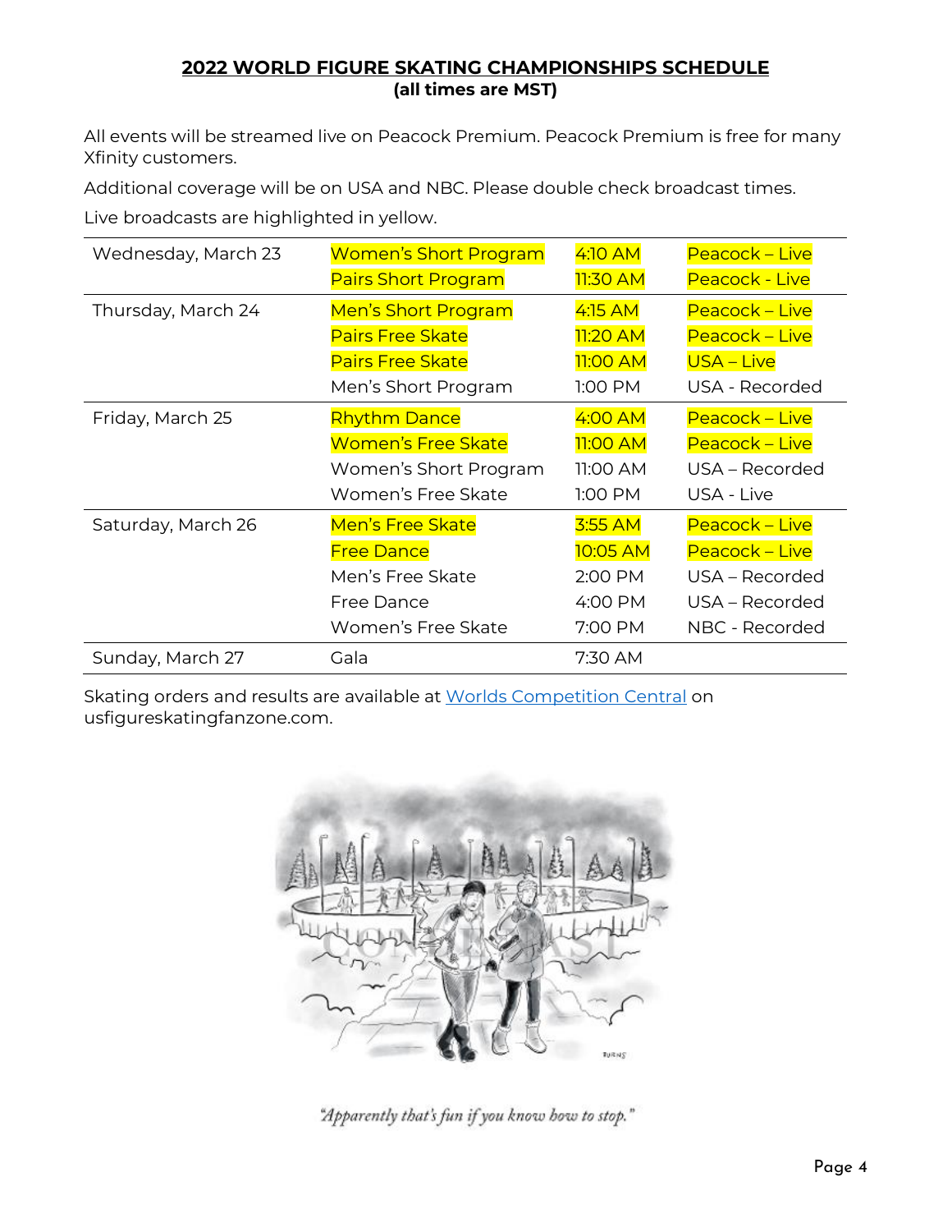## 2022 WORLD FIGURE SKATING CHAMPIONSHIPS SCHEDULE
**(all times are MST)**

All events will be streamed live on Peacock Premium. Peacock Premium is free for many Xfinity customers.

Additional coverage will be on USA and NBC. Please double check broadcast times.

Live broadcasts are highlighted in yellow.

| | | | |
|---|---|---|---|
| Wednesday, March 23 | Women's Short Program | 4:10 AM | Peacock – Live |
| | Pairs Short Program | 11:30 AM | Peacock - Live |
| Thursday, March 24 | Men's Short Program | 4:15 AM | Peacock – Live |
| | Pairs Free Skate | 11:20 AM | Peacock – Live |
| | Pairs Free Skate | 11:00 AM | USA – Live |
| | Men's Short Program | 1:00 PM | USA - Recorded |
| Friday, March 25 | Rhythm Dance | 4:00 AM | Peacock – Live |
| | Women's Free Skate | 11:00 AM | Peacock – Live |
| | Women's Short Program | 11:00 AM | USA – Recorded |
| | Women's Free Skate | 1:00 PM | USA - Live |
| Saturday, March 26 | Men's Free Skate | 3:55 AM | Peacock – Live |
| | Free Dance | 10:05 AM | Peacock – Live |
| | Men's Free Skate | 2:00 PM | USA – Recorded |
| | Free Dance | 4:00 PM | USA – Recorded |
| | Women's Free Skate | 7:00 PM | NBC - Recorded |
| Sunday, March 27 | Gala | 7:30 AM | |

Skating orders and results are available at Worlds Competition Central on usfigureskatingfanzone.com.

*"Apparently that's fun if you know how to stop."*